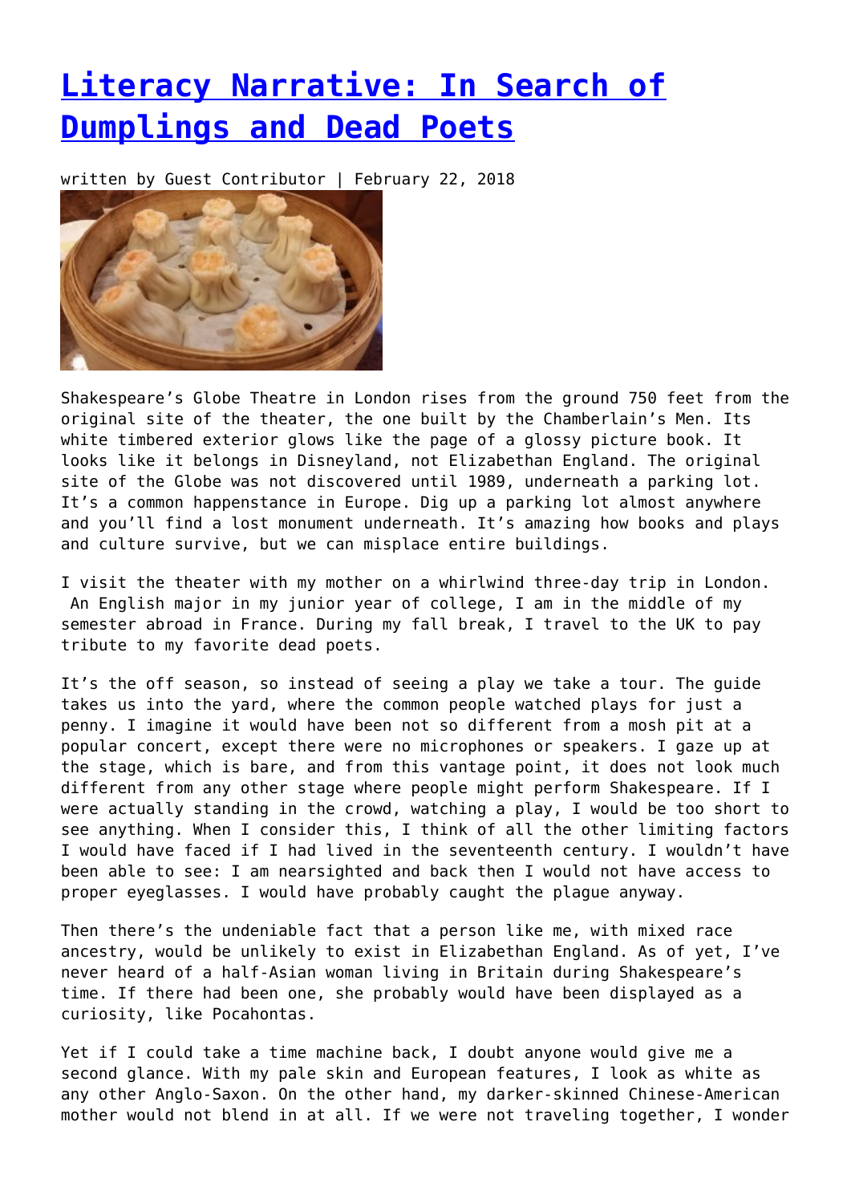# Literacy Narrative: In Search of Dumplings and Dead Poets

written by Guest Contributor | February 22, 2018

Shakespeare's Globe Theatre in London rises from the ground 750 feet from the original site of the theater, the one built by the Chamberlain's Men. Its white timbered exterior glows like the page of a glossy picture book. It looks like it belongs in Disneyland, not Elizabethan England. The original site of the Globe was not discovered until 1989, underneath a parking lot. It's a common happenstance in Europe. Dig up a parking lot almost anywhere and you'll find a lost monument underneath. It's amazing how books and plays and culture survive, but we can misplace entire buildings.

I visit the theater with my mother on a whirlwind three-day trip in London. An English major in my junior year of college, I am in the middle of my semester abroad in France. During my fall break, I travel to the UK to pay tribute to my favorite dead poets.

It's the off season, so instead of seeing a play we take a tour. The guide takes us into the yard, where the common people watched plays for just a penny. I imagine it would have been not so different from a mosh pit at a popular concert, except there were no microphones or speakers. I gaze up at the stage, which is bare, and from this vantage point, it does not look much different from any other stage where people might perform Shakespeare. If I were actually standing in the crowd, watching a play, I would be too short to see anything. When I consider this, I think of all the other limiting factors I would have faced if I had lived in the seventeenth century. I wouldn't have been able to see: I am nearsighted and back then I would not have access to proper eyeglasses. I would have probably caught the plague anyway.

Then there's the undeniable fact that a person like me, with mixed race ancestry, would be unlikely to exist in Elizabethan England. As of yet, I've never heard of a half-Asian woman living in Britain during Shakespeare's time. If there had been one, she probably would have been displayed as a curiosity, like Pocahontas.

Yet if I could take a time machine back, I doubt anyone would give me a second glance. With my pale skin and European features, I look as white as any other Anglo-Saxon. On the other hand, my darker-skinned Chinese-American mother would not blend in at all. If we were not traveling together, I wonder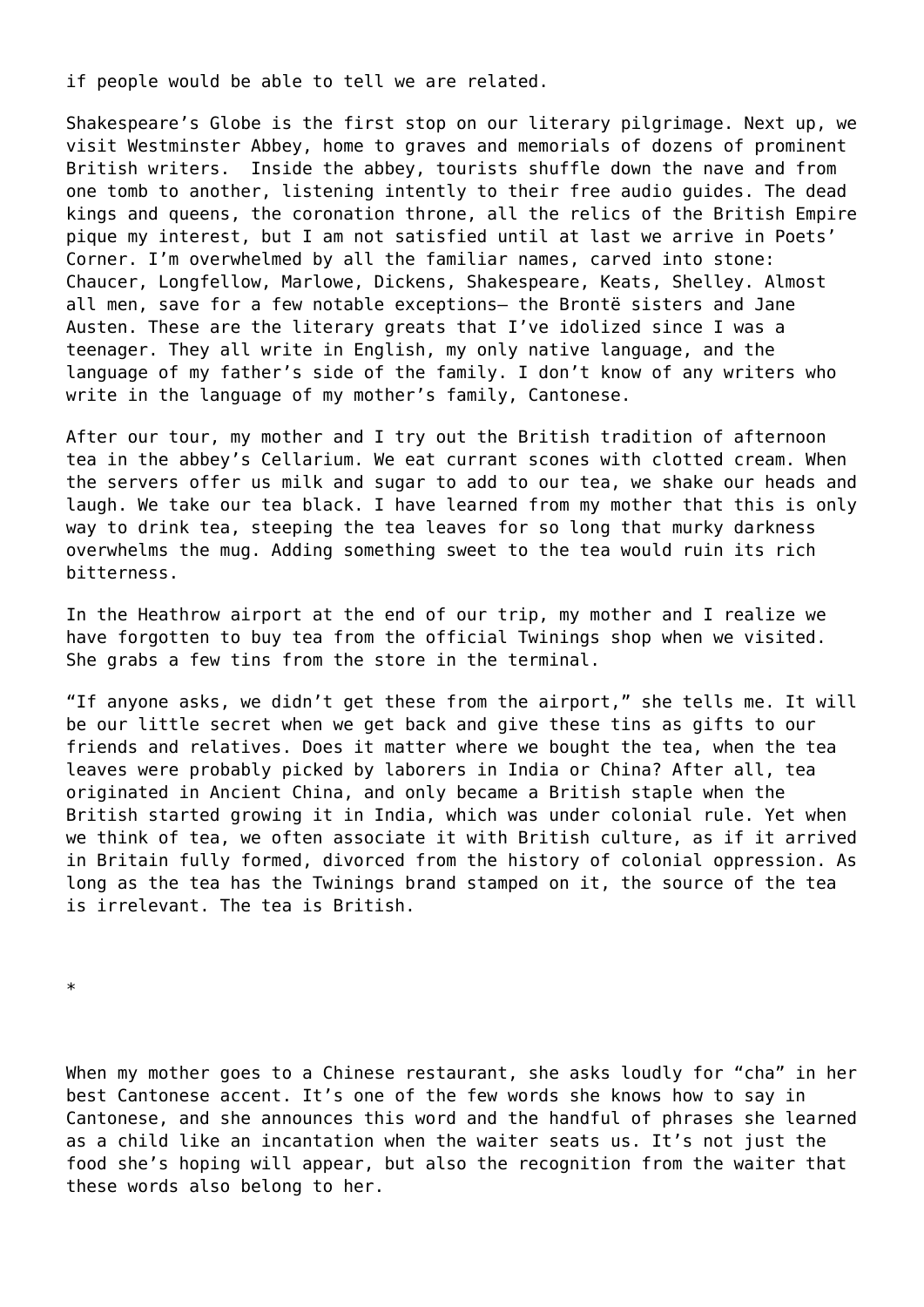if people would be able to tell we are related.

Shakespeare's Globe is the first stop on our literary pilgrimage. Next up, we visit Westminster Abbey, home to graves and memorials of dozens of prominent British writers. Inside the abbey, tourists shuffle down the nave and from one tomb to another, listening intently to their free audio guides. The dead kings and queens, the coronation throne, all the relics of the British Empire pique my interest, but I am not satisfied until at last we arrive in Poets' Corner. I'm overwhelmed by all the familiar names, carved into stone: Chaucer, Longfellow, Marlowe, Dickens, Shakespeare, Keats, Shelley. Almost all men, save for a few notable exceptions— the Brontë sisters and Jane Austen. These are the literary greats that I've idolized since I was a teenager. They all write in English, my only native language, and the language of my father's side of the family. I don't know of any writers who write in the language of my mother's family, Cantonese.

After our tour, my mother and I try out the British tradition of afternoon tea in the abbey's Cellarium. We eat currant scones with clotted cream. When the servers offer us milk and sugar to add to our tea, we shake our heads and laugh. We take our tea black. I have learned from my mother that this is only way to drink tea, steeping the tea leaves for so long that murky darkness overwhelms the mug. Adding something sweet to the tea would ruin its rich bitterness.

In the Heathrow airport at the end of our trip, my mother and I realize we have forgotten to buy tea from the official Twinings shop when we visited. She grabs a few tins from the store in the terminal.

"If anyone asks, we didn't get these from the airport," she tells me. It will be our little secret when we get back and give these tins as gifts to our friends and relatives. Does it matter where we bought the tea, when the tea leaves were probably picked by laborers in India or China? After all, tea originated in Ancient China, and only became a British staple when the British started growing it in India, which was under colonial rule. Yet when we think of tea, we often associate it with British culture, as if it arrived in Britain fully formed, divorced from the history of colonial oppression. As long as the tea has the Twinings brand stamped on it, the source of the tea is irrelevant. The tea is British.

*

When my mother goes to a Chinese restaurant, she asks loudly for "cha" in her best Cantonese accent. It's one of the few words she knows how to say in Cantonese, and she announces this word and the handful of phrases she learned as a child like an incantation when the waiter seats us. It's not just the food she's hoping will appear, but also the recognition from the waiter that these words also belong to her.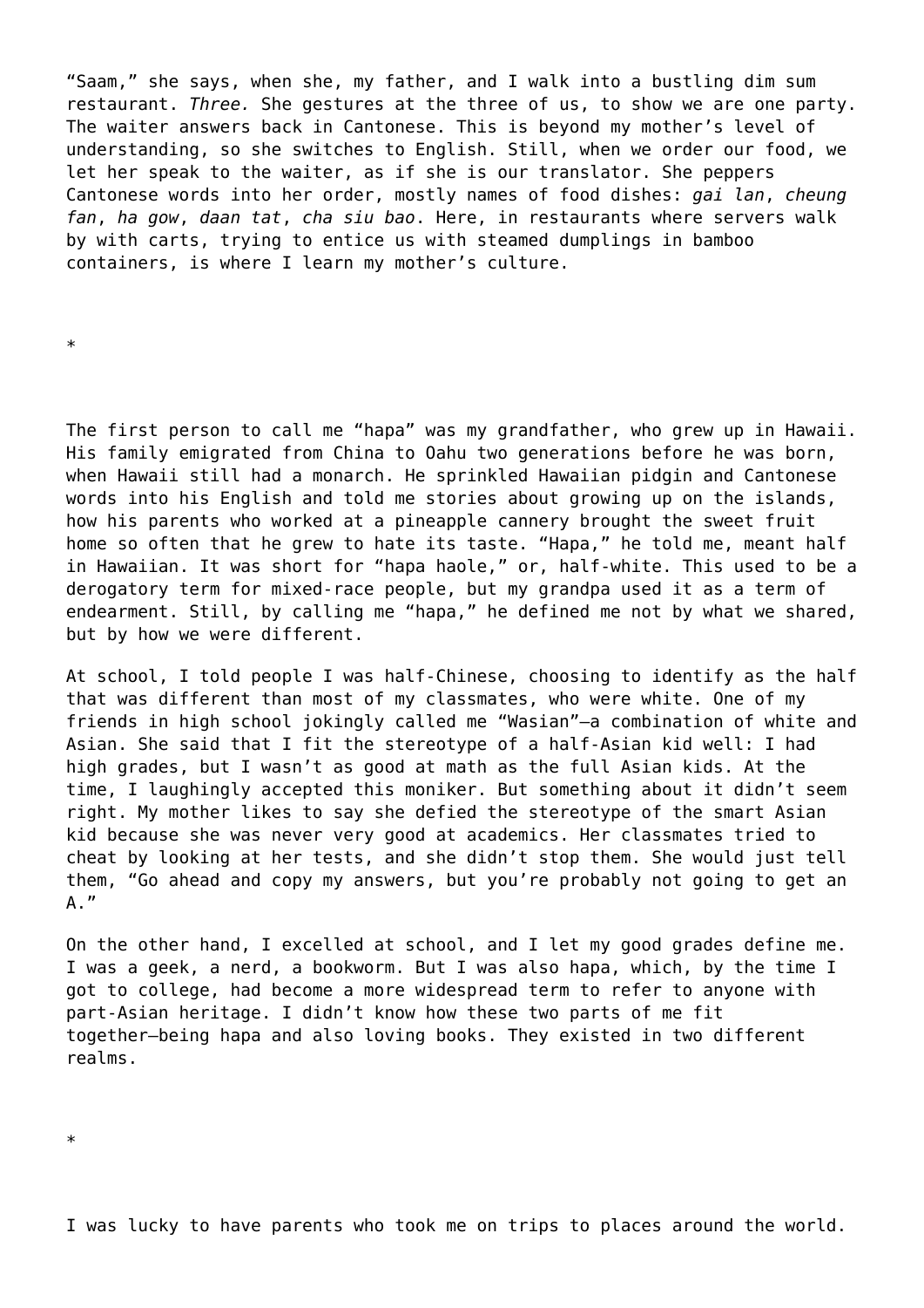"Saam," she says, when she, my father, and I walk into a bustling dim sum restaurant. *Three.* She gestures at the three of us, to show we are one party. The waiter answers back in Cantonese. This is beyond my mother's level of understanding, so she switches to English. Still, when we order our food, we let her speak to the waiter, as if she is our translator. She peppers Cantonese words into her order, mostly names of food dishes: *gai lan*, *cheung fan*, *ha gow*, *daan tat*, *cha siu bao*. Here, in restaurants where servers walk by with carts, trying to entice us with steamed dumplings in bamboo containers, is where I learn my mother's culture.

*

The first person to call me "hapa" was my grandfather, who grew up in Hawaii. His family emigrated from China to Oahu two generations before he was born, when Hawaii still had a monarch. He sprinkled Hawaiian pidgin and Cantonese words into his English and told me stories about growing up on the islands, how his parents who worked at a pineapple cannery brought the sweet fruit home so often that he grew to hate its taste. "Hapa," he told me, meant half in Hawaiian. It was short for "hapa haole," or, half-white. This used to be a derogatory term for mixed-race people, but my grandpa used it as a term of endearment. Still, by calling me "hapa," he defined me not by what we shared, but by how we were different.

At school, I told people I was half-Chinese, choosing to identify as the half that was different than most of my classmates, who were white. One of my friends in high school jokingly called me "Wasian"—a combination of white and Asian. She said that I fit the stereotype of a half-Asian kid well: I had high grades, but I wasn't as good at math as the full Asian kids. At the time, I laughingly accepted this moniker. But something about it didn't seem right. My mother likes to say she defied the stereotype of the smart Asian kid because she was never very good at academics. Her classmates tried to cheat by looking at her tests, and she didn't stop them. She would just tell them, "Go ahead and copy my answers, but you're probably not going to get an A."

On the other hand, I excelled at school, and I let my good grades define me. I was a geek, a nerd, a bookworm. But I was also hapa, which, by the time I got to college, had become a more widespread term to refer to anyone with part-Asian heritage. I didn't know how these two parts of me fit together—being hapa and also loving books. They existed in two different realms.

*

I was lucky to have parents who took me on trips to places around the world.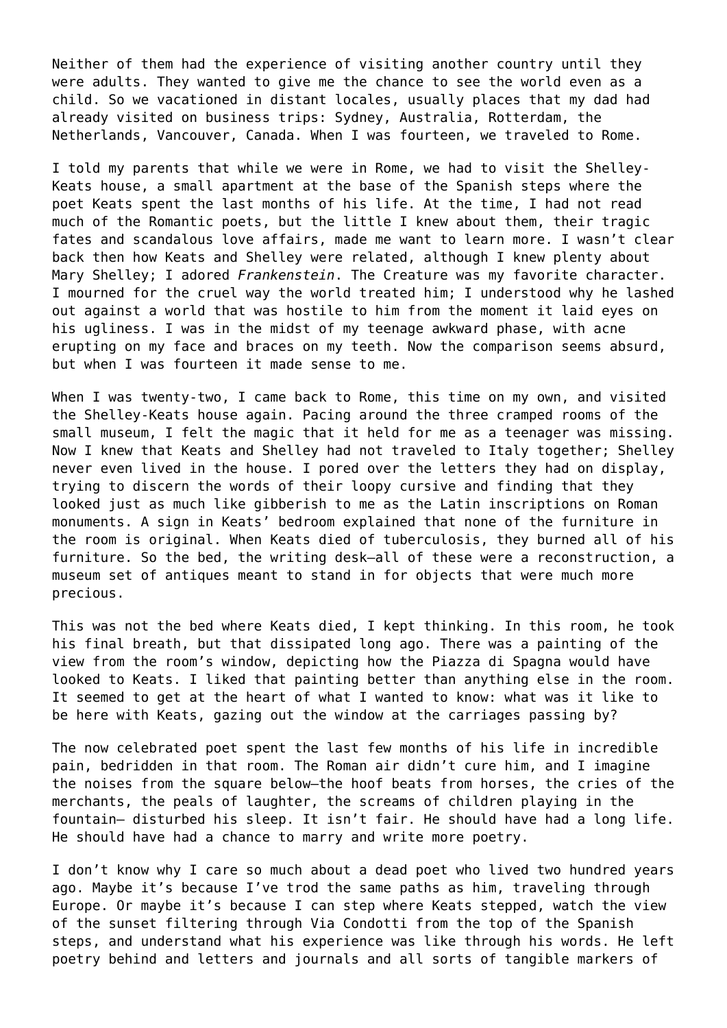Neither of them had the experience of visiting another country until they were adults. They wanted to give me the chance to see the world even as a child. So we vacationed in distant locales, usually places that my dad had already visited on business trips: Sydney, Australia, Rotterdam, the Netherlands, Vancouver, Canada. When I was fourteen, we traveled to Rome.

I told my parents that while we were in Rome, we had to visit the Shelley-Keats house, a small apartment at the base of the Spanish steps where the poet Keats spent the last months of his life. At the time, I had not read much of the Romantic poets, but the little I knew about them, their tragic fates and scandalous love affairs, made me want to learn more. I wasn't clear back then how Keats and Shelley were related, although I knew plenty about Mary Shelley; I adored *Frankenstein*. The Creature was my favorite character. I mourned for the cruel way the world treated him; I understood why he lashed out against a world that was hostile to him from the moment it laid eyes on his ugliness. I was in the midst of my teenage awkward phase, with acne erupting on my face and braces on my teeth. Now the comparison seems absurd, but when I was fourteen it made sense to me.

When I was twenty-two, I came back to Rome, this time on my own, and visited the Shelley-Keats house again. Pacing around the three cramped rooms of the small museum, I felt the magic that it held for me as a teenager was missing. Now I knew that Keats and Shelley had not traveled to Italy together; Shelley never even lived in the house. I pored over the letters they had on display, trying to discern the words of their loopy cursive and finding that they looked just as much like gibberish to me as the Latin inscriptions on Roman monuments. A sign in Keats' bedroom explained that none of the furniture in the room is original. When Keats died of tuberculosis, they burned all of his furniture. So the bed, the writing desk—all of these were a reconstruction, a museum set of antiques meant to stand in for objects that were much more precious.

This was not the bed where Keats died, I kept thinking. In this room, he took his final breath, but that dissipated long ago. There was a painting of the view from the room's window, depicting how the Piazza di Spagna would have looked to Keats. I liked that painting better than anything else in the room. It seemed to get at the heart of what I wanted to know: what was it like to be here with Keats, gazing out the window at the carriages passing by?

The now celebrated poet spent the last few months of his life in incredible pain, bedridden in that room. The Roman air didn't cure him, and I imagine the noises from the square below—the hoof beats from horses, the cries of the merchants, the peals of laughter, the screams of children playing in the fountain— disturbed his sleep. It isn't fair. He should have had a long life. He should have had a chance to marry and write more poetry.

I don't know why I care so much about a dead poet who lived two hundred years ago. Maybe it's because I've trod the same paths as him, traveling through Europe. Or maybe it's because I can step where Keats stepped, watch the view of the sunset filtering through Via Condotti from the top of the Spanish steps, and understand what his experience was like through his words. He left poetry behind and letters and journals and all sorts of tangible markers of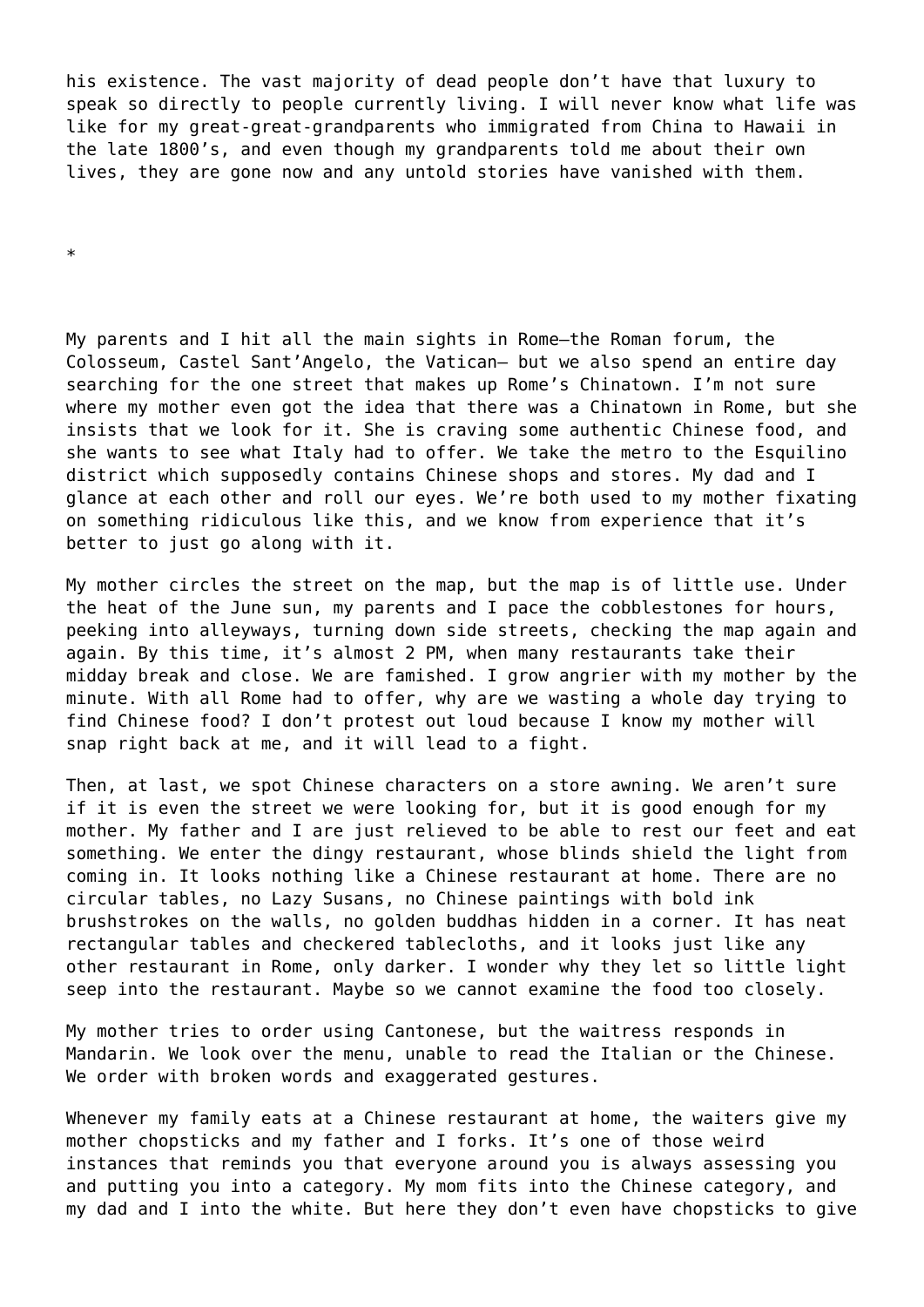his existence. The vast majority of dead people don’t have that luxury to speak so directly to people currently living. I will never know what life was like for my great-great-grandparents who immigrated from China to Hawaii in the late 1800’s, and even though my grandparents told me about their own lives, they are gone now and any untold stories have vanished with them.

*

My parents and I hit all the main sights in Rome—the Roman forum, the Colosseum, Castel Sant’Angelo, the Vatican— but we also spend an entire day searching for the one street that makes up Rome’s Chinatown. I’m not sure where my mother even got the idea that there was a Chinatown in Rome, but she insists that we look for it. She is craving some authentic Chinese food, and she wants to see what Italy had to offer. We take the metro to the Esquilino district which supposedly contains Chinese shops and stores. My dad and I glance at each other and roll our eyes. We’re both used to my mother fixating on something ridiculous like this, and we know from experience that it’s better to just go along with it.

My mother circles the street on the map, but the map is of little use. Under the heat of the June sun, my parents and I pace the cobblestones for hours, peeking into alleyways, turning down side streets, checking the map again and again. By this time, it’s almost 2 PM, when many restaurants take their midday break and close. We are famished. I grow angrier with my mother by the minute. With all Rome had to offer, why are we wasting a whole day trying to find Chinese food? I don’t protest out loud because I know my mother will snap right back at me, and it will lead to a fight.

Then, at last, we spot Chinese characters on a store awning. We aren’t sure if it is even the street we were looking for, but it is good enough for my mother. My father and I are just relieved to be able to rest our feet and eat something. We enter the dingy restaurant, whose blinds shield the light from coming in. It looks nothing like a Chinese restaurant at home. There are no circular tables, no Lazy Susans, no Chinese paintings with bold ink brushstrokes on the walls, no golden buddhas hidden in a corner. It has neat rectangular tables and checkered tablecloths, and it looks just like any other restaurant in Rome, only darker. I wonder why they let so little light seep into the restaurant. Maybe so we cannot examine the food too closely.

My mother tries to order using Cantonese, but the waitress responds in Mandarin. We look over the menu, unable to read the Italian or the Chinese. We order with broken words and exaggerated gestures.

Whenever my family eats at a Chinese restaurant at home, the waiters give my mother chopsticks and my father and I forks. It’s one of those weird instances that reminds you that everyone around you is always assessing you and putting you into a category. My mom fits into the Chinese category, and my dad and I into the white. But here they don’t even have chopsticks to give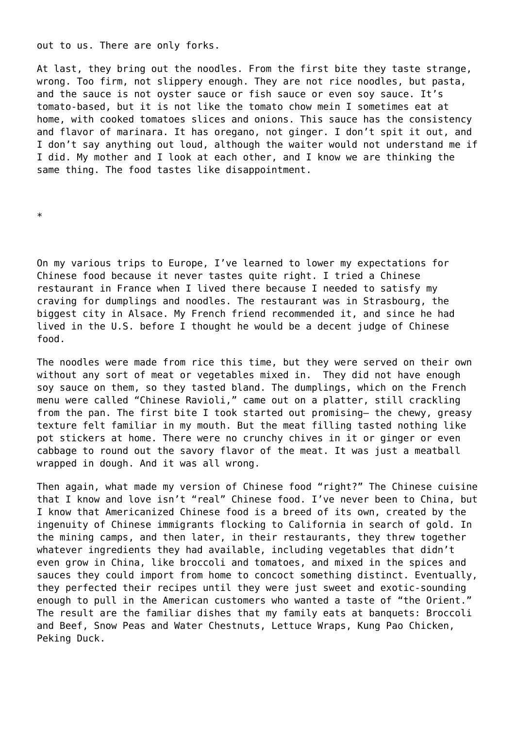out to us. There are only forks.

At last, they bring out the noodles. From the first bite they taste strange, wrong. Too firm, not slippery enough. They are not rice noodles, but pasta, and the sauce is not oyster sauce or fish sauce or even soy sauce. It's tomato-based, but it is not like the tomato chow mein I sometimes eat at home, with cooked tomatoes slices and onions. This sauce has the consistency and flavor of marinara. It has oregano, not ginger. I don't spit it out, and I don't say anything out loud, although the waiter would not understand me if I did. My mother and I look at each other, and I know we are thinking the same thing. The food tastes like disappointment.

*

On my various trips to Europe, I've learned to lower my expectations for Chinese food because it never tastes quite right. I tried a Chinese restaurant in France when I lived there because I needed to satisfy my craving for dumplings and noodles. The restaurant was in Strasbourg, the biggest city in Alsace. My French friend recommended it, and since he had lived in the U.S. before I thought he would be a decent judge of Chinese food.

The noodles were made from rice this time, but they were served on their own without any sort of meat or vegetables mixed in.  They did not have enough soy sauce on them, so they tasted bland. The dumplings, which on the French menu were called "Chinese Ravioli," came out on a platter, still crackling from the pan. The first bite I took started out promising— the chewy, greasy texture felt familiar in my mouth. But the meat filling tasted nothing like pot stickers at home. There were no crunchy chives in it or ginger or even cabbage to round out the savory flavor of the meat. It was just a meatball wrapped in dough. And it was all wrong.

Then again, what made my version of Chinese food "right?" The Chinese cuisine that I know and love isn't "real" Chinese food. I've never been to China, but I know that Americanized Chinese food is a breed of its own, created by the ingenuity of Chinese immigrants flocking to California in search of gold. In the mining camps, and then later, in their restaurants, they threw together whatever ingredients they had available, including vegetables that didn't even grow in China, like broccoli and tomatoes, and mixed in the spices and sauces they could import from home to concoct something distinct. Eventually, they perfected their recipes until they were just sweet and exotic-sounding enough to pull in the American customers who wanted a taste of "the Orient." The result are the familiar dishes that my family eats at banquets: Broccoli and Beef, Snow Peas and Water Chestnuts, Lettuce Wraps, Kung Pao Chicken, Peking Duck.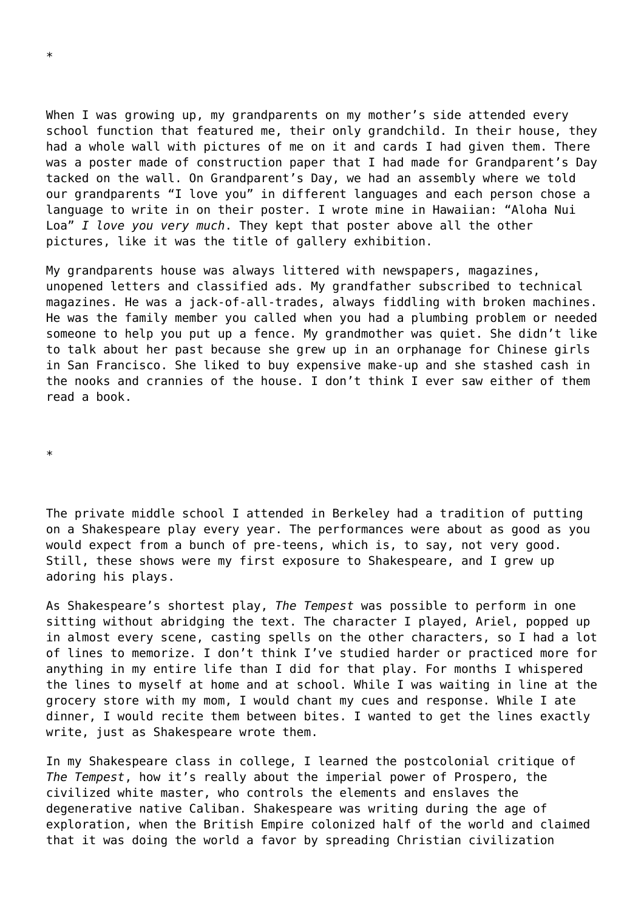*

When I was growing up, my grandparents on my mother's side attended every school function that featured me, their only grandchild. In their house, they had a whole wall with pictures of me on it and cards I had given them. There was a poster made of construction paper that I had made for Grandparent's Day tacked on the wall. On Grandparent's Day, we had an assembly where we told our grandparents "I love you" in different languages and each person chose a language to write in on their poster. I wrote mine in Hawaiian: "Aloha Nui Loa" *I love you very much*. They kept that poster above all the other pictures, like it was the title of gallery exhibition.

My grandparents house was always littered with newspapers, magazines, unopened letters and classified ads. My grandfather subscribed to technical magazines. He was a jack-of-all-trades, always fiddling with broken machines. He was the family member you called when you had a plumbing problem or needed someone to help you put up a fence. My grandmother was quiet. She didn't like to talk about her past because she grew up in an orphanage for Chinese girls in San Francisco. She liked to buy expensive make-up and she stashed cash in the nooks and crannies of the house. I don't think I ever saw either of them read a book.

*

The private middle school I attended in Berkeley had a tradition of putting on a Shakespeare play every year. The performances were about as good as you would expect from a bunch of pre-teens, which is, to say, not very good. Still, these shows were my first exposure to Shakespeare, and I grew up adoring his plays.

As Shakespeare's shortest play, *The Tempest* was possible to perform in one sitting without abridging the text. The character I played, Ariel, popped up in almost every scene, casting spells on the other characters, so I had a lot of lines to memorize. I don't think I've studied harder or practiced more for anything in my entire life than I did for that play. For months I whispered the lines to myself at home and at school. While I was waiting in line at the grocery store with my mom, I would chant my cues and response. While I ate dinner, I would recite them between bites. I wanted to get the lines exactly write, just as Shakespeare wrote them.

In my Shakespeare class in college, I learned the postcolonial critique of *The Tempest*, how it's really about the imperial power of Prospero, the civilized white master, who controls the elements and enslaves the degenerative native Caliban. Shakespeare was writing during the age of exploration, when the British Empire colonized half of the world and claimed that it was doing the world a favor by spreading Christian civilization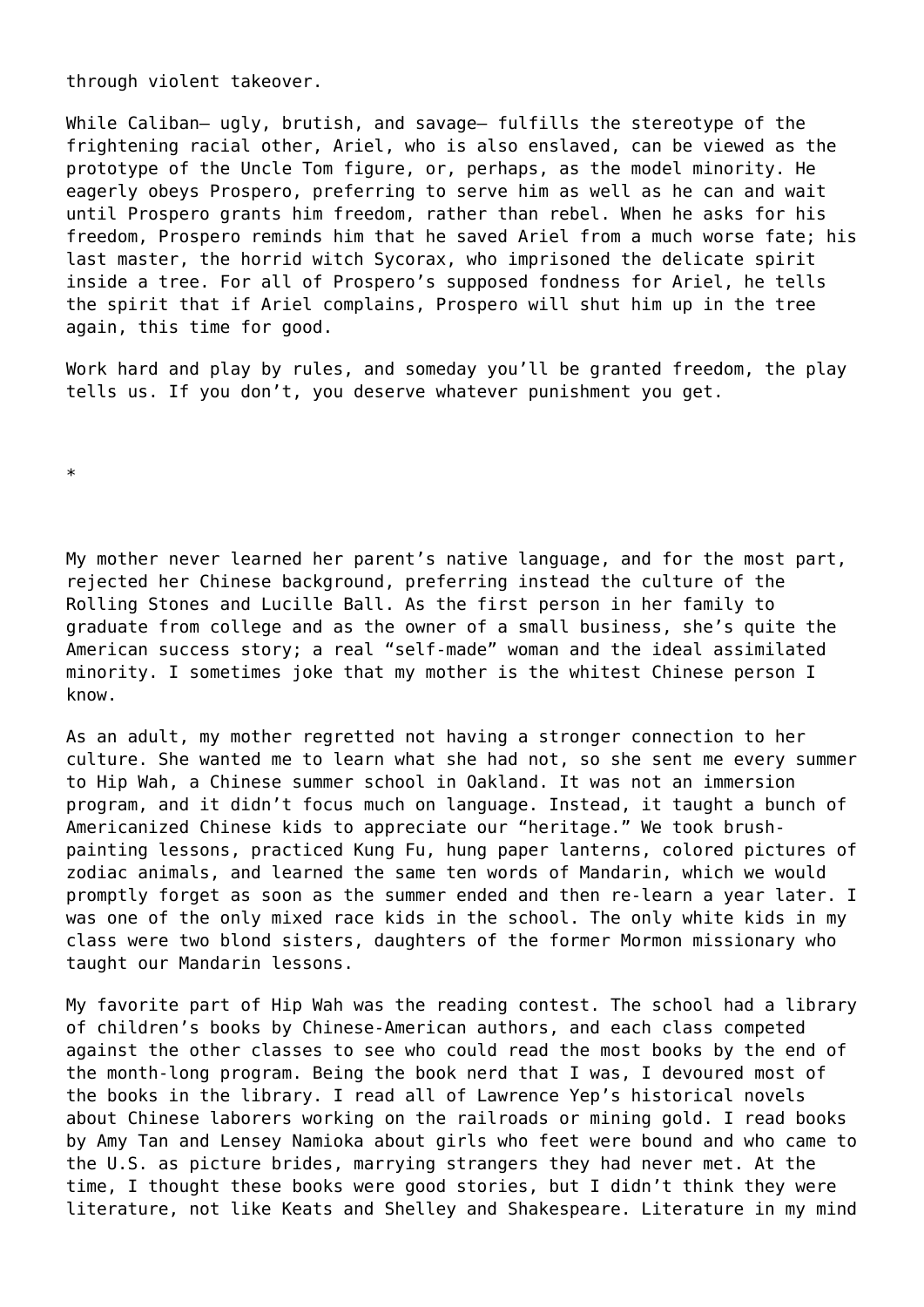through violent takeover.

While Caliban— ugly, brutish, and savage— fulfills the stereotype of the frightening racial other, Ariel, who is also enslaved, can be viewed as the prototype of the Uncle Tom figure, or, perhaps, as the model minority. He eagerly obeys Prospero, preferring to serve him as well as he can and wait until Prospero grants him freedom, rather than rebel. When he asks for his freedom, Prospero reminds him that he saved Ariel from a much worse fate; his last master, the horrid witch Sycorax, who imprisoned the delicate spirit inside a tree. For all of Prospero's supposed fondness for Ariel, he tells the spirit that if Ariel complains, Prospero will shut him up in the tree again, this time for good.

Work hard and play by rules, and someday you'll be granted freedom, the play tells us. If you don't, you deserve whatever punishment you get.

*

My mother never learned her parent's native language, and for the most part, rejected her Chinese background, preferring instead the culture of the Rolling Stones and Lucille Ball. As the first person in her family to graduate from college and as the owner of a small business, she's quite the American success story; a real "self-made" woman and the ideal assimilated minority. I sometimes joke that my mother is the whitest Chinese person I know.

As an adult, my mother regretted not having a stronger connection to her culture. She wanted me to learn what she had not, so she sent me every summer to Hip Wah, a Chinese summer school in Oakland. It was not an immersion program, and it didn't focus much on language. Instead, it taught a bunch of Americanized Chinese kids to appreciate our "heritage." We took brush-painting lessons, practiced Kung Fu, hung paper lanterns, colored pictures of zodiac animals, and learned the same ten words of Mandarin, which we would promptly forget as soon as the summer ended and then re-learn a year later. I was one of the only mixed race kids in the school. The only white kids in my class were two blond sisters, daughters of the former Mormon missionary who taught our Mandarin lessons.

My favorite part of Hip Wah was the reading contest. The school had a library of children's books by Chinese-American authors, and each class competed against the other classes to see who could read the most books by the end of the month-long program. Being the book nerd that I was, I devoured most of the books in the library. I read all of Lawrence Yep's historical novels about Chinese laborers working on the railroads or mining gold. I read books by Amy Tan and Lensey Namioka about girls who feet were bound and who came to the U.S. as picture brides, marrying strangers they had never met. At the time, I thought these books were good stories, but I didn't think they were literature, not like Keats and Shelley and Shakespeare. Literature in my mind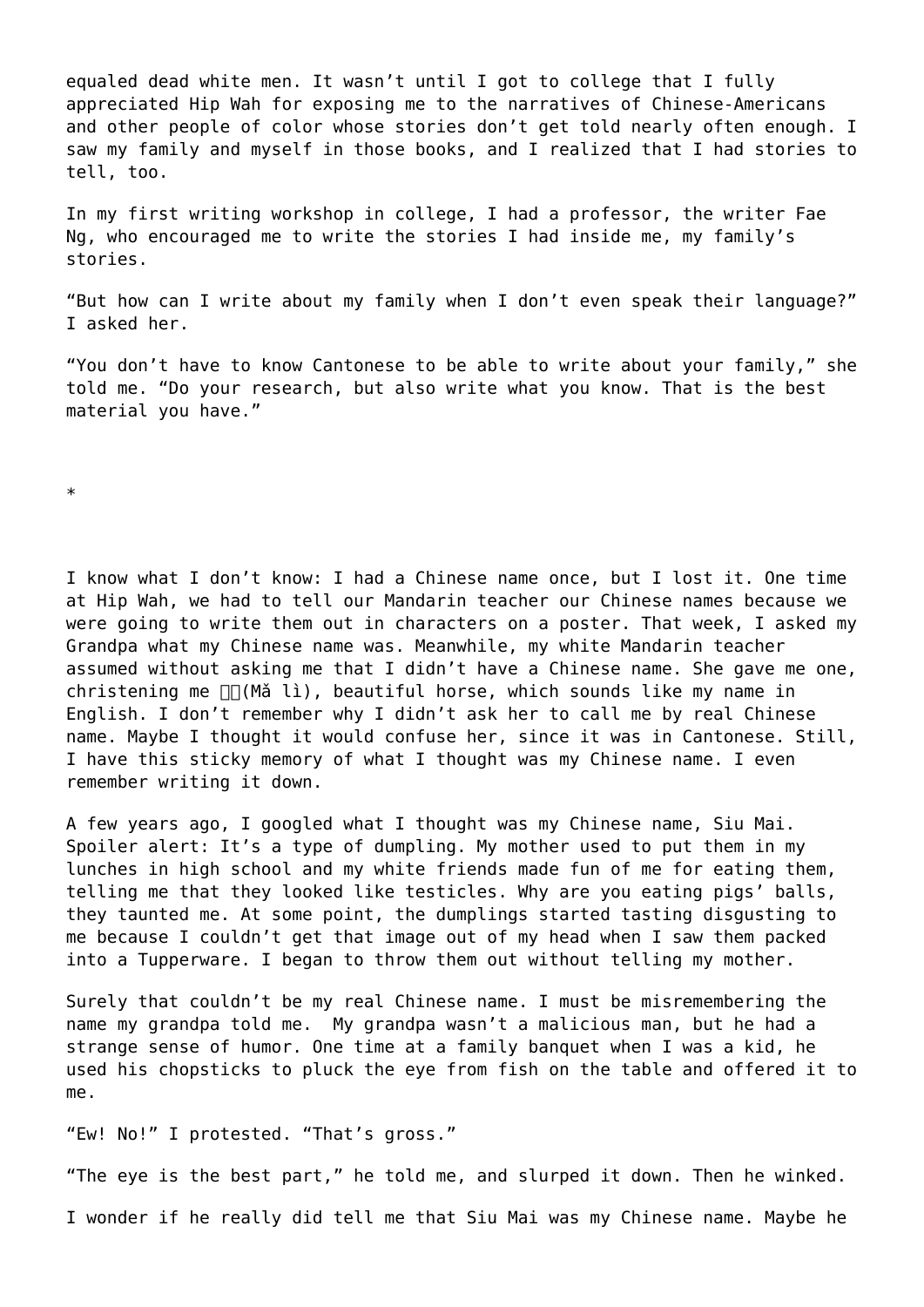equaled dead white men. It wasn't until I got to college that I fully appreciated Hip Wah for exposing me to the narratives of Chinese-Americans and other people of color whose stories don't get told nearly often enough. I saw my family and myself in those books, and I realized that I had stories to tell, too.

In my first writing workshop in college, I had a professor, the writer Fae Ng, who encouraged me to write the stories I had inside me, my family's stories.

"But how can I write about my family when I don't even speak their language?" I asked her.

"You don't have to know Cantonese to be able to write about your family," she told me. "Do your research, but also write what you know. That is the best material you have."

*

I know what I don't know: I had a Chinese name once, but I lost it. One time at Hip Wah, we had to tell our Mandarin teacher our Chinese names because we were going to write them out in characters on a poster. That week, I asked my Grandpa what my Chinese name was. Meanwhile, my white Mandarin teacher assumed without asking me that I didn't have a Chinese name. She gave me one, christening me □□(Mǎ lì), beautiful horse, which sounds like my name in English. I don't remember why I didn't ask her to call me by real Chinese name. Maybe I thought it would confuse her, since it was in Cantonese. Still, I have this sticky memory of what I thought was my Chinese name. I even remember writing it down.

A few years ago, I googled what I thought was my Chinese name, Siu Mai. Spoiler alert: It's a type of dumpling. My mother used to put them in my lunches in high school and my white friends made fun of me for eating them, telling me that they looked like testicles. Why are you eating pigs' balls, they taunted me. At some point, the dumplings started tasting disgusting to me because I couldn't get that image out of my head when I saw them packed into a Tupperware. I began to throw them out without telling my mother.

Surely that couldn't be my real Chinese name. I must be misremembering the name my grandpa told me. My grandpa wasn't a malicious man, but he had a strange sense of humor. One time at a family banquet when I was a kid, he used his chopsticks to pluck the eye from fish on the table and offered it to me.

"Ew! No!" I protested. "That's gross."

"The eye is the best part," he told me, and slurped it down. Then he winked.

I wonder if he really did tell me that Siu Mai was my Chinese name. Maybe he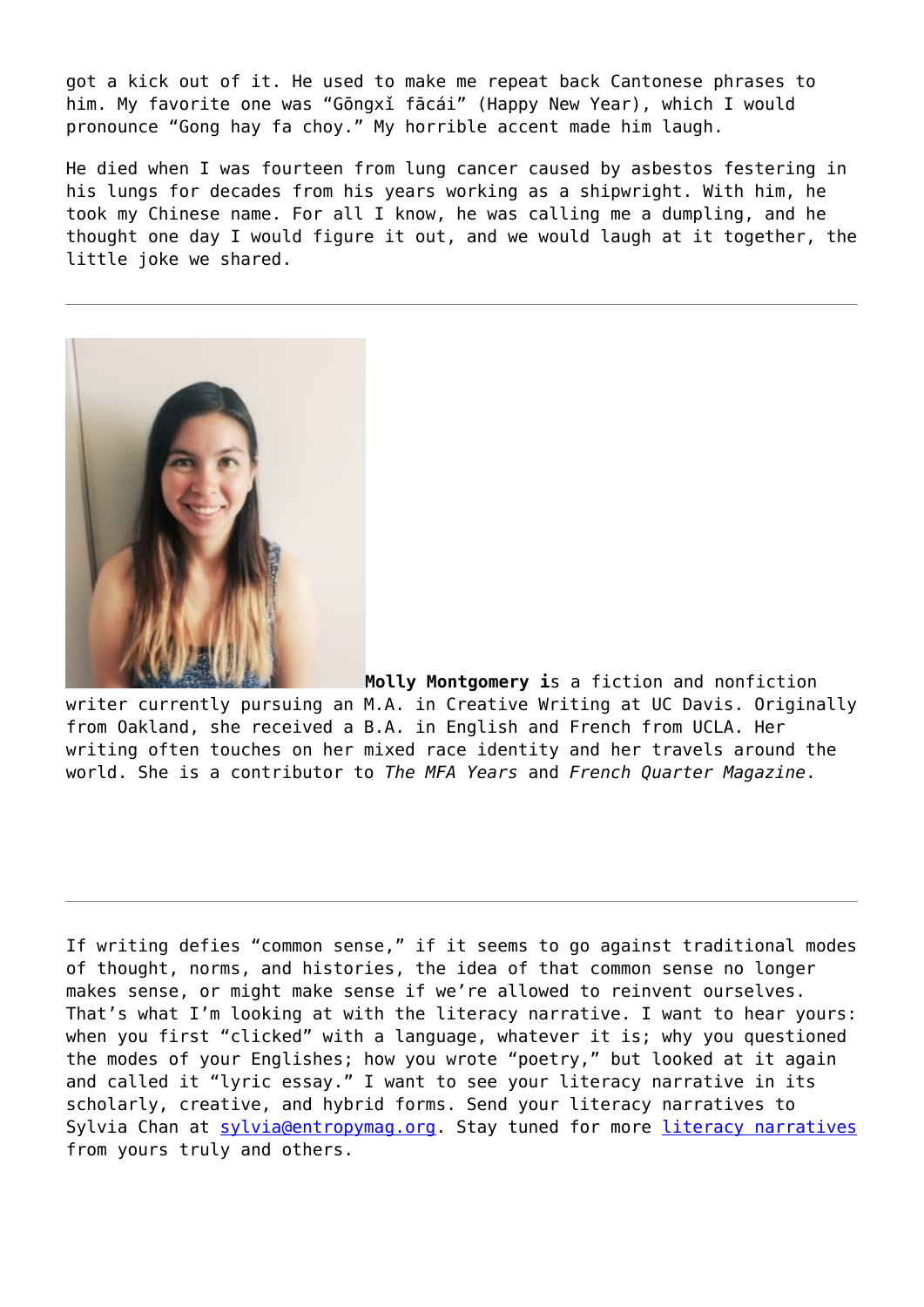got a kick out of it. He used to make me repeat back Cantonese phrases to him. My favorite one was “Gōngxǐ fācái” (Happy New Year), which I would pronounce “Gong hay fa choy.” My horrible accent made him laugh.

He died when I was fourteen from lung cancer caused by asbestos festering in his lungs for decades from his years working as a shipwright. With him, he took my Chinese name. For all I know, he was calling me a dumpling, and he thought one day I would figure it out, and we would laugh at it together, the little joke we shared.

---

**Molly Montgomery i**s a fiction and nonfiction writer currently pursuing an M.A. in Creative Writing at UC Davis. Originally from Oakland, she received a B.A. in English and French from UCLA. Her writing often touches on her mixed race identity and her travels around the world. She is a contributor to *The MFA Years* and *French Quarter Magazine*.

---

If writing defies “common sense,” if it seems to go against traditional modes of thought, norms, and histories, the idea of that common sense no longer makes sense, or might make sense if we’re allowed to reinvent ourselves. That’s what I’m looking at with the literacy narrative. I want to hear yours: when you first “clicked” with a language, whatever it is; why you questioned the modes of your Englishes; how you wrote “poetry,” but looked at it again and called it “lyric essay.” I want to see your literacy narrative in its scholarly, creative, and hybrid forms. Send your literacy narratives to Sylvia Chan at sylvia@entropymag.org. Stay tuned for more literacy narratives from yours truly and others.